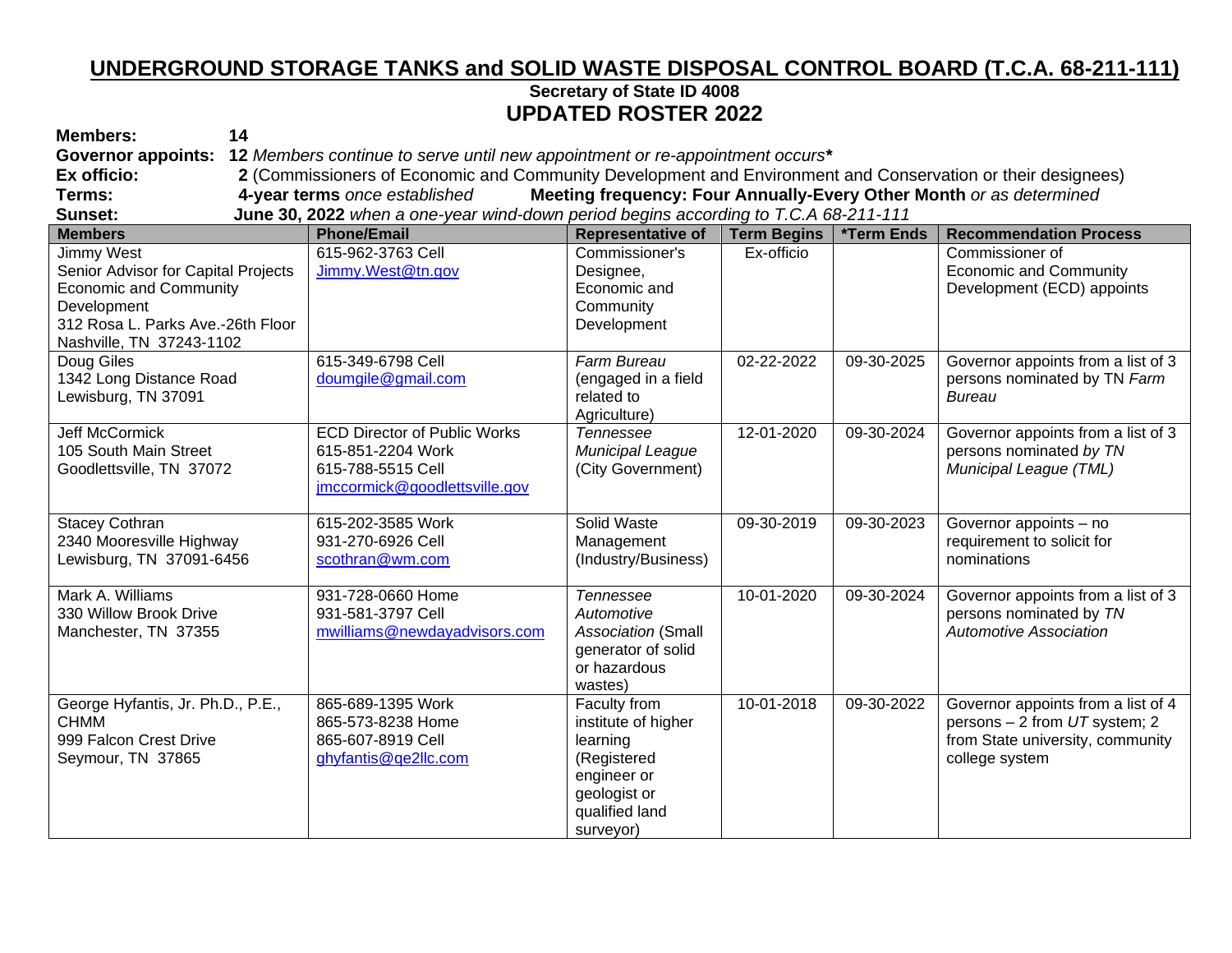# UNDERGROUND STORAGE TANKS and SOLID WASTE DISPOSAL CONTROL BOARD (T.C.A. 68-211-111)

### Secretary of State ID 4008

## UPDATED ROSTER 2022

**Members:** **14**
**Governor appoints:** **12** *Members continue to serve until new appointment or re-appointment occurs**
**Ex officio:** **2** (Commissioners of Economic and Community Development and Environment and Conservation or their designees)
**Terms:** **4-year terms** *once established* **Meeting frequency: Four Annually-Every Other Month** *or as determined*
**Sunset:** **June 30, 2022** *when a one-year wind-down period begins according to T.C.A 68-211-111*

| Members | Phone/Email | Representative of | Term Begins | *Term Ends | Recommendation Process |
|---|---|---|---|---|---|
| Jimmy West<br>Senior Advisor for Capital Projects<br>Economic and Community Development<br>312 Rosa L. Parks Ave.-26th Floor<br>Nashville, TN 37243-1102 | 615-962-3763 Cell<br>Jimmy.West@tn.gov | Commissioner's Designee, Economic and Community Development | Ex-officio | | Commissioner of Economic and Community Development (ECD) appoints |
| Doug Giles<br>1342 Long Distance Road<br>Lewisburg, TN 37091 | 615-349-6798 Cell<br>doumgile@gmail.com | *Farm Bureau* (engaged in a field related to Agriculture) | 02-22-2022 | 09-30-2025 | Governor appoints from a list of 3 persons nominated by TN *Farm Bureau* |
| Jeff McCormick<br>105 South Main Street<br>Goodlettsville, TN 37072 | ECD Director of Public Works<br>615-851-2204 Work<br>615-788-5515 Cell<br>jmccormick@goodlettsville.gov | *Tennessee Municipal League* (City Government) | 12-01-2020 | 09-30-2024 | Governor appoints from a list of 3 persons nominated *by TN Municipal League (TML)* |
| Stacey Cothran<br>2340 Mooresville Highway<br>Lewisburg, TN 37091-6456 | 615-202-3585 Work<br>931-270-6926 Cell<br>scothran@wm.com | Solid Waste Management (Industry/Business) | 09-30-2019 | 09-30-2023 | Governor appoints – no requirement to solicit for nominations |
| Mark A. Williams<br>330 Willow Brook Drive<br>Manchester, TN 37355 | 931-728-0660 Home<br>931-581-3797 Cell<br>mwilliams@newdayadvisors.com | *Tennessee Automotive Association* (Small generator of solid or hazardous wastes) | 10-01-2020 | 09-30-2024 | Governor appoints from a list of 3 persons nominated by *TN Automotive Association* |
| George Hyfantis, Jr. Ph.D., P.E., CHMM<br>999 Falcon Crest Drive<br>Seymour, TN 37865 | 865-689-1395 Work<br>865-573-8238 Home<br>865-607-8919 Cell<br>ghyfantis@qe2llc.com | Faculty from institute of higher learning (Registered engineer or geologist or qualified land surveyor) | 10-01-2018 | 09-30-2022 | Governor appoints from a list of 4 persons – 2 from *UT* system; 2 from State university, community college system |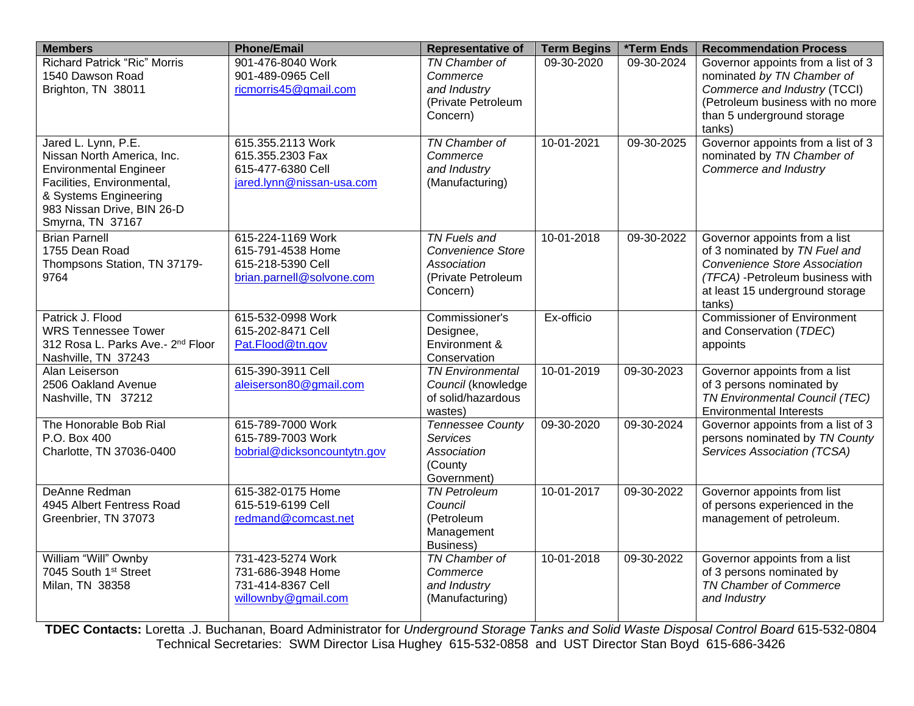| Members | Phone/Email | Representative of | Term Begins | *Term Ends | Recommendation Process |
|---|---|---|---|---|---|
| Richard Patrick "Ric" Morris<br>1540 Dawson Road<br>Brighton, TN 38011 | 901-476-8040 Work<br>901-489-0965 Cell<br>ricmorris45@gmail.com | *TN Chamber of Commerce and Industry* (Private Petroleum Concern) | 09-30-2020 | 09-30-2024 | Governor appoints from a list of 3 nominated *by TN Chamber of Commerce and Industry* (TCCI) (Petroleum business with no more than 5 underground storage tanks) |
| Jared L. Lynn, P.E.<br>Nissan North America, Inc.<br>Environmental Engineer<br>Facilities, Environmental, & Systems Engineering<br>983 Nissan Drive, BIN 26-D<br>Smyrna, TN 37167 | 615.355.2113 Work<br>615.355.2303 Fax<br>615-477-6380 Cell<br>jared.lynn@nissan-usa.com | *TN Chamber of Commerce and Industry* (Manufacturing) | 10-01-2021 | 09-30-2025 | Governor appoints from a list of 3 nominated by *TN Chamber of Commerce and Industry* |
| Brian Parnell<br>1755 Dean Road<br>Thompsons Station, TN 37179-9764 | 615-224-1169 Work<br>615-791-4538 Home<br>615-218-5390 Cell<br>brian.parnell@solvone.com | *TN Fuels and Convenience Store Association* (Private Petroleum Concern) | 10-01-2018 | 09-30-2022 | Governor appoints from a list of 3 nominated by *TN Fuel and Convenience Store Association (TFCA)* -Petroleum business with at least 15 underground storage tanks) |
| Patrick J. Flood<br>WRS Tennessee Tower<br>312 Rosa L. Parks Ave.- 2nd Floor<br>Nashville, TN 37243 | 615-532-0998 Work<br>615-202-8471 Cell<br>Pat.Flood@tn.gov | Commissioner's Designee, Environment & Conservation | Ex-officio | | Commissioner of Environment and Conservation (*TDEC*) appoints |
| Alan Leiserson<br>2506 Oakland Avenue<br>Nashville, TN 37212 | 615-390-3911 Cell<br>aleiserson80@gmail.com | *TN Environmental Council* (knowledge of solid/hazardous wastes) | 10-01-2019 | 09-30-2023 | Governor appoints from a list of 3 persons nominated by *TN Environmental Council (TEC)* Environmental Interests |
| The Honorable Bob Rial<br>P.O. Box 400<br>Charlotte, TN 37036-0400 | 615-789-7000 Work<br>615-789-7003 Work<br>bobrial@dicksoncountytn.gov | *Tennessee County Services Association* (County Government) | 09-30-2020 | 09-30-2024 | Governor appoints from a list of 3 persons nominated by *TN County Services Association (TCSA)* |
| DeAnne Redman<br>4945 Albert Fentress Road<br>Greenbrier, TN 37073 | 615-382-0175 Home<br>615-519-6199 Cell<br>redmand@comcast.net | *TN Petroleum Council* (Petroleum Management Business) | 10-01-2017 | 09-30-2022 | Governor appoints from list of persons experienced in the management of petroleum. |
| William "Will" Ownby<br>7045 South 1st Street<br>Milan, TN 38358 | 731-423-5274 Work<br>731-686-3948 Home<br>731-414-8367 Cell<br>willownby@gmail.com | *TN Chamber of Commerce and Industry* (Manufacturing) | 10-01-2018 | 09-30-2022 | Governor appoints from a list of 3 persons nominated by *TN Chamber of Commerce and Industry* |

**TDEC Contacts:** Loretta .J. Buchanan, Board Administrator for *Underground Storage Tanks and Solid Waste Disposal Control Board* 615-532-0804
Technical Secretaries: SWM Director Lisa Hughey 615-532-0858 and UST Director Stan Boyd 615-686-3426